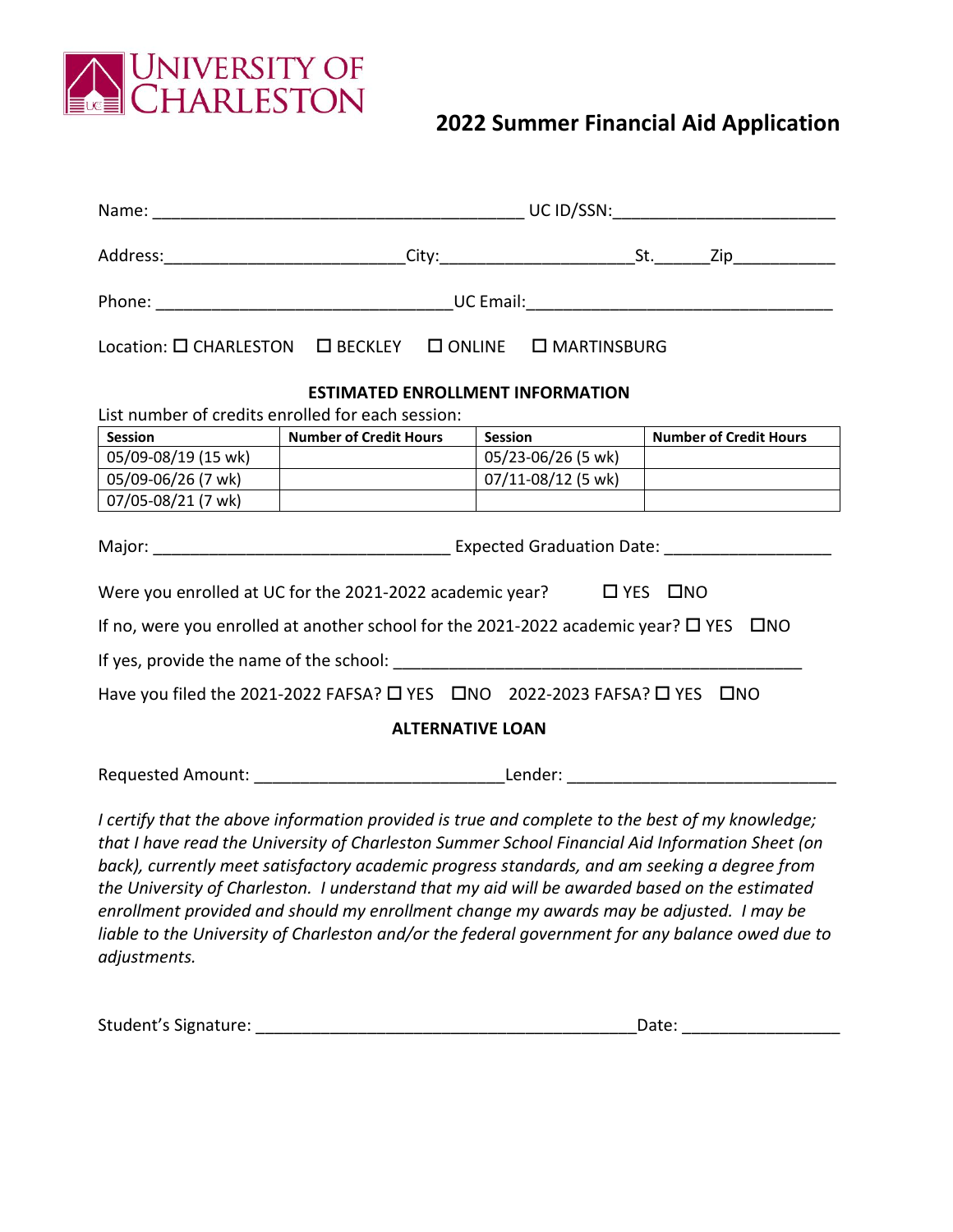UNIVERSITY OF CHARLESTON

# 2022 Summer Financial Aid Application

Name: ________________________________________ UC ID/SSN:________________________

Address:_________________________City:____________________St.______Zip___________

Phone: _______________________________UC Email:_________________________________

Location: ☐ CHARLESTON ☐ BECKLEY ☐ ONLINE ☐ MARTINSBURG

**ESTIMATED ENROLLMENT INFORMATION**

List number of credits enrolled for each session:

| Session | Number of Credit Hours | Session | Number of Credit Hours |
|---|---|---|---|
| 05/09-08/19 (15 wk) | | 05/23-06/26 (5 wk) | |
| 05/09-06/26 (7 wk) | | 07/11-08/12 (5 wk) | |
| 07/05-08/21 (7 wk) | | | |

Major: ________________________________ Expected Graduation Date: _________________

Were you enrolled at UC for the 2021-2022 academic year? ☐ YES ☐NO

If no, were you enrolled at another school for the 2021-2022 academic year? ☐ YES ☐NO

If yes, provide the name of the school: ____________________________________________

Have you filed the 2021-2022 FAFSA? ☐ YES ☐NO 2022-2023 FAFSA? ☐ YES ☐NO

**ALTERNATIVE LOAN**

Requested Amount: ___________________________Lender: _____________________________

*I certify that the above information provided is true and complete to the best of my knowledge; that I have read the University of Charleston Summer School Financial Aid Information Sheet (on back), currently meet satisfactory academic progress standards, and am seeking a degree from the University of Charleston. I understand that my aid will be awarded based on the estimated enrollment provided and should my enrollment change my awards may be adjusted. I may be liable to the University of Charleston and/or the federal government for any balance owed due to adjustments.*

Student's Signature: __________________________________________Date: ________________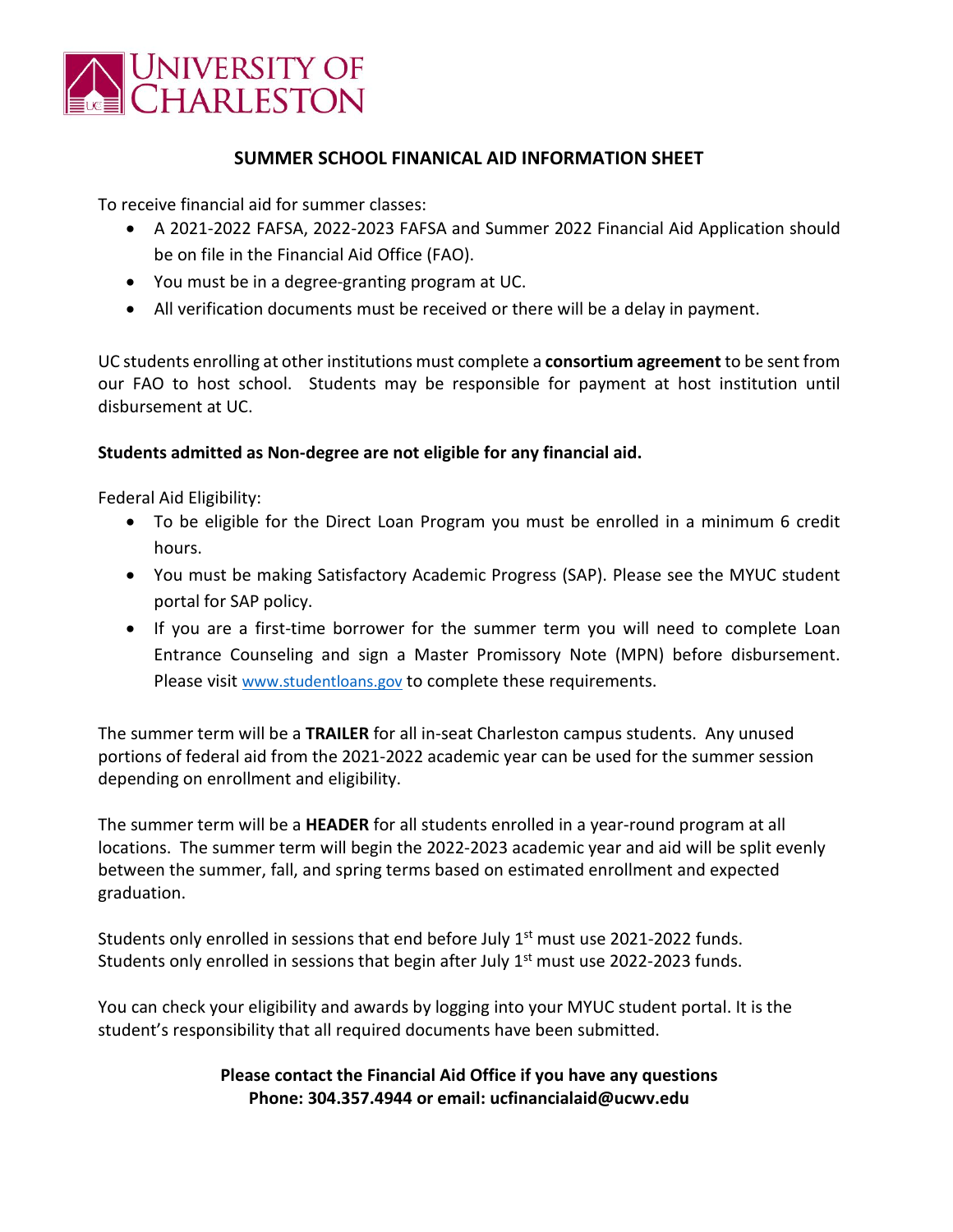UNIVERSITY OF CHARLESTON

## SUMMER SCHOOL FINANICAL AID INFORMATION SHEET

To receive financial aid for summer classes:

- A 2021-2022 FAFSA, 2022-2023 FAFSA and Summer 2022 Financial Aid Application should be on file in the Financial Aid Office (FAO).
- You must be in a degree-granting program at UC.
- All verification documents must be received or there will be a delay in payment.

UC students enrolling at other institutions must complete a **consortium agreement** to be sent from our FAO to host school. Students may be responsible for payment at host institution until disbursement at UC.

**Students admitted as Non-degree are not eligible for any financial aid.**

Federal Aid Eligibility:

- To be eligible for the Direct Loan Program you must be enrolled in a minimum 6 credit hours.
- You must be making Satisfactory Academic Progress (SAP). Please see the MYUC student portal for SAP policy.
- If you are a first-time borrower for the summer term you will need to complete Loan Entrance Counseling and sign a Master Promissory Note (MPN) before disbursement. Please visit www.studentloans.gov to complete these requirements.

The summer term will be a **TRAILER** for all in-seat Charleston campus students. Any unused portions of federal aid from the 2021-2022 academic year can be used for the summer session depending on enrollment and eligibility.

The summer term will be a **HEADER** for all students enrolled in a year-round program at all locations. The summer term will begin the 2022-2023 academic year and aid will be split evenly between the summer, fall, and spring terms based on estimated enrollment and expected graduation.

Students only enrolled in sessions that end before July 1st must use 2021-2022 funds.
Students only enrolled in sessions that begin after July 1st must use 2022-2023 funds.

You can check your eligibility and awards by logging into your MYUC student portal. It is the student's responsibility that all required documents have been submitted.

**Please contact the Financial Aid Office if you have any questions**
**Phone: 304.357.4944 or email: ucfinancialaid@ucwv.edu**